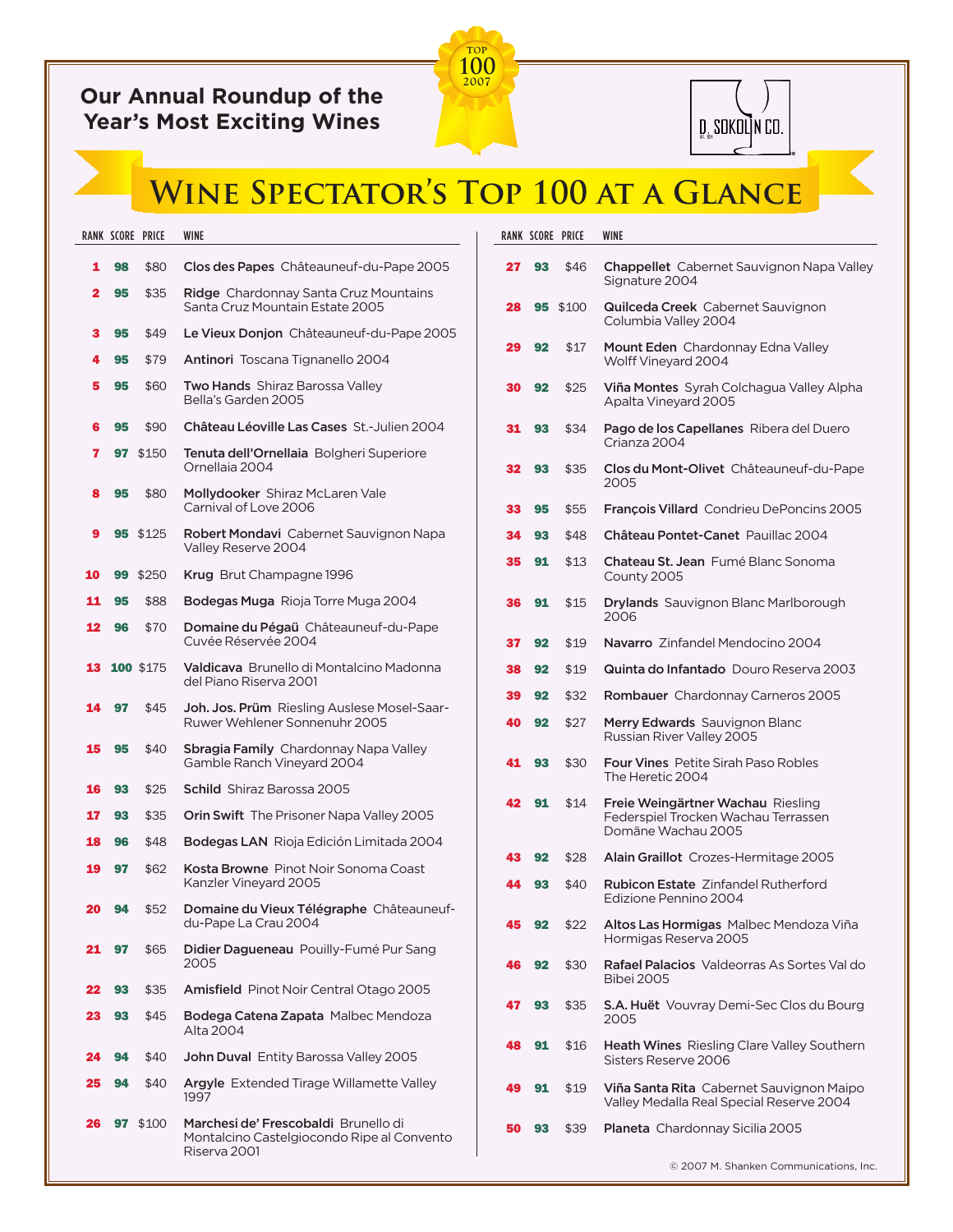Our Annual Roundup of the Year's Most Exciting Wines

TOP 100 2007

D. SOKOLIN CO.

# Wine Spectator's Top 100 at a Glance

| RANK | SCORE | PRICE | WINE |
|---|---|---|---|
| 1 | 98 | $80 | **Clos des Papes** Châteauneuf-du-Pape 2005 |
| 2 | 95 | $35 | **Ridge** Chardonnay Santa Cruz Mountains Santa Cruz Mountain Estate 2005 |
| 3 | 95 | $49 | **Le Vieux Donjon** Châteauneuf-du-Pape 2005 |
| 4 | 95 | $79 | **Antinori** Toscana Tignanello 2004 |
| 5 | 95 | $60 | **Two Hands** Shiraz Barossa Valley Bella's Garden 2005 |
| 6 | 95 | $90 | **Château Léoville Las Cases** St.-Julien 2004 |
| 7 | 97 | $150 | **Tenuta dell'Ornellaia** Bolgheri Superiore Ornellaia 2004 |
| 8 | 95 | $80 | **Mollydooker** Shiraz McLaren Vale Carnival of Love 2006 |
| 9 | 95 | $125 | **Robert Mondavi** Cabernet Sauvignon Napa Valley Reserve 2004 |
| 10 | 99 | $250 | **Krug** Brut Champagne 1996 |
| 11 | 95 | $88 | **Bodegas Muga** Rioja Torre Muga 2004 |
| 12 | 96 | $70 | **Domaine du Pégaü** Châteauneuf-du-Pape Cuvée Réservée 2004 |
| 13 | 100 | $175 | **Valdicava** Brunello di Montalcino Madonna del Piano Riserva 2001 |
| 14 | 97 | $45 | **Joh. Jos. Prüm** Riesling Auslese Mosel-Saar-Ruwer Wehlener Sonnenuhr 2005 |
| 15 | 95 | $40 | **Sbragia Family** Chardonnay Napa Valley Gamble Ranch Vineyard 2004 |
| 16 | 93 | $25 | **Schild** Shiraz Barossa 2005 |
| 17 | 93 | $35 | **Orin Swift** The Prisoner Napa Valley 2005 |
| 18 | 96 | $48 | **Bodegas LAN** Rioja Edición Limitada 2004 |
| 19 | 97 | $62 | **Kosta Browne** Pinot Noir Sonoma Coast Kanzler Vineyard 2005 |
| 20 | 94 | $52 | **Domaine du Vieux Télégraphe** Châteauneuf-du-Pape La Crau 2004 |
| 21 | 97 | $65 | **Didier Dagueneau** Pouilly-Fumé Pur Sang 2005 |
| 22 | 93 | $35 | **Amisfield** Pinot Noir Central Otago 2005 |
| 23 | 93 | $45 | **Bodega Catena Zapata** Malbec Mendoza Alta 2004 |
| 24 | 94 | $40 | **John Duval** Entity Barossa Valley 2005 |
| 25 | 94 | $40 | **Argyle** Extended Tirage Willamette Valley 1997 |
| 26 | 97 | $100 | **Marchesi de' Frescobaldi** Brunello di Montalcino Castelgiocondo Ripe al Convento Riserva 2001 |
| 27 | 93 | $46 | **Chappellet** Cabernet Sauvignon Napa Valley Signature 2004 |
| 28 | 95 | $100 | **Quilceda Creek** Cabernet Sauvignon Columbia Valley 2004 |
| 29 | 92 | $17 | **Mount Eden** Chardonnay Edna Valley Wolff Vineyard 2004 |
| 30 | 92 | $25 | **Viña Montes** Syrah Colchagua Valley Alpha Apalta Vineyard 2005 |
| 31 | 93 | $34 | **Pago de los Capellanes** Ribera del Duero Crianza 2004 |
| 32 | 93 | $35 | **Clos du Mont-Olivet** Châteauneuf-du-Pape 2005 |
| 33 | 95 | $55 | **François Villard** Condrieu DePoncins 2005 |
| 34 | 93 | $48 | **Château Pontet-Canet** Pauillac 2004 |
| 35 | 91 | $13 | **Chateau St. Jean** Fumé Blanc Sonoma County 2005 |
| 36 | 91 | $15 | **Drylands** Sauvignon Blanc Marlborough 2006 |
| 37 | 92 | $19 | **Navarro** Zinfandel Mendocino 2004 |
| 38 | 92 | $19 | **Quinta do Infantado** Douro Reserva 2003 |
| 39 | 92 | $32 | **Rombauer** Chardonnay Carneros 2005 |
| 40 | 92 | $27 | **Merry Edwards** Sauvignon Blanc Russian River Valley 2005 |
| 41 | 93 | $30 | **Four Vines** Petite Sirah Paso Robles The Heretic 2004 |
| 42 | 91 | $14 | **Freie Weingärtner Wachau** Riesling Federspiel Trocken Wachau Terrassen Domäne Wachau 2005 |
| 43 | 92 | $28 | **Alain Graillot** Crozes-Hermitage 2005 |
| 44 | 93 | $40 | **Rubicon Estate** Zinfandel Rutherford Edizione Pennino 2004 |
| 45 | 92 | $22 | **Altos Las Hormigas** Malbec Mendoza Viña Hormigas Reserva 2005 |
| 46 | 92 | $30 | **Rafael Palacios** Valdeorras As Sortes Val do Bibei 2005 |
| 47 | 93 | $35 | **S.A. Huët** Vouvray Demi-Sec Clos du Bourg 2005 |
| 48 | 91 | $16 | **Heath Wines** Riesling Clare Valley Southern Sisters Reserve 2006 |
| 49 | 91 | $19 | **Viña Santa Rita** Cabernet Sauvignon Maipo Valley Medalla Real Special Reserve 2004 |
| 50 | 93 | $39 | **Planeta** Chardonnay Sicilia 2005 |

© 2007 M. Shanken Communications, Inc.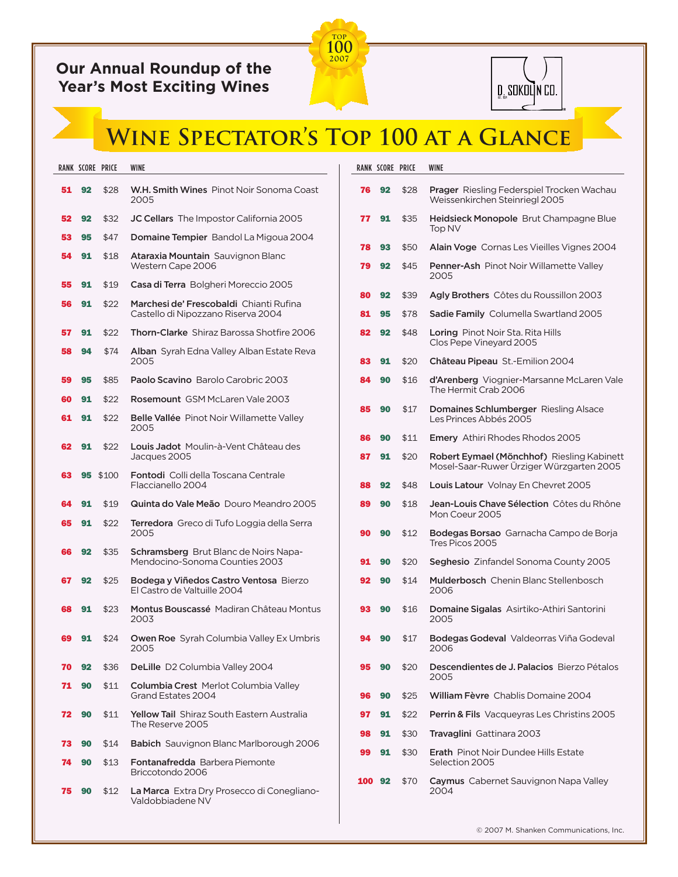Our Annual Roundup of the Year's Most Exciting Wines

TOP 100 2007

D. SOKOLIN CO.

# Wine Spectator's Top 100 at a Glance

| RANK | SCORE | PRICE | WINE |
|---|---|---|---|
| 51 | 92 | $28 | **W.H. Smith Wines** Pinot Noir Sonoma Coast 2005 |
| 52 | 92 | $32 | **JC Cellars** The Impostor California 2005 |
| 53 | 95 | $47 | **Domaine Tempier** Bandol La Migoua 2004 |
| 54 | 91 | $18 | **Ataraxia Mountain** Sauvignon Blanc Western Cape 2006 |
| 55 | 91 | $19 | **Casa di Terra** Bolgheri Moreccio 2005 |
| 56 | 91 | $22 | **Marchesi de' Frescobaldi** Chianti Rufina Castello di Nipozzano Riserva 2004 |
| 57 | 91 | $22 | **Thorn-Clarke** Shiraz Barossa Shotfire 2006 |
| 58 | 94 | $74 | **Alban** Syrah Edna Valley Alban Estate Reva 2005 |
| 59 | 95 | $85 | **Paolo Scavino** Barolo Carobric 2003 |
| 60 | 91 | $22 | **Rosemount** GSM McLaren Vale 2003 |
| 61 | 91 | $22 | **Belle Vallée** Pinot Noir Willamette Valley 2005 |
| 62 | 91 | $22 | **Louis Jadot** Moulin-à-Vent Château des Jacques 2005 |
| 63 | 95 | $100 | **Fontodi** Colli della Toscana Centrale Flaccianello 2004 |
| 64 | 91 | $19 | **Quinta do Vale Meão** Douro Meandro 2005 |
| 65 | 91 | $22 | **Terredora** Greco di Tufo Loggia della Serra 2005 |
| 66 | 92 | $35 | **Schramsberg** Brut Blanc de Noirs Napa-Mendocino-Sonoma Counties 2003 |
| 67 | 92 | $25 | **Bodega y Viñedos Castro Ventosa** Bierzo El Castro de Valtuille 2004 |
| 68 | 91 | $23 | **Montus Bouscassé** Madiran Château Montus 2003 |
| 69 | 91 | $24 | **Owen Roe** Syrah Columbia Valley Ex Umbris 2005 |
| 70 | 92 | $36 | **DeLille** D2 Columbia Valley 2004 |
| 71 | 90 | $11 | **Columbia Crest** Merlot Columbia Valley Grand Estates 2004 |
| 72 | 90 | $11 | **Yellow Tail** Shiraz South Eastern Australia The Reserve 2005 |
| 73 | 90 | $14 | **Babich** Sauvignon Blanc Marlborough 2006 |
| 74 | 90 | $13 | **Fontanafredda** Barbera Piemonte Briccotondo 2006 |
| 75 | 90 | $12 | **La Marca** Extra Dry Prosecco di Conegliano-Valdobbiadene NV |
| 76 | 92 | $28 | **Prager** Riesling Federspiel Trocken Wachau Weissenkirchen Steinriegl 2005 |
| 77 | 91 | $35 | **Heidsieck Monopole** Brut Champagne Blue Top NV |
| 78 | 93 | $50 | **Alain Voge** Cornas Les Vieilles Vignes 2004 |
| 79 | 92 | $45 | **Penner-Ash** Pinot Noir Willamette Valley 2005 |
| 80 | 92 | $39 | **Agly Brothers** Côtes du Roussillon 2003 |
| 81 | 95 | $78 | **Sadie Family** Columella Swartland 2005 |
| 82 | 92 | $48 | **Loring** Pinot Noir Sta. Rita Hills Clos Pepe Vineyard 2005 |
| 83 | 91 | $20 | **Château Pipeau** St.-Emilion 2004 |
| 84 | 90 | $16 | **d'Arenberg** Viognier-Marsanne McLaren Vale The Hermit Crab 2006 |
| 85 | 90 | $17 | **Domaines Schlumberger** Riesling Alsace Les Princes Abbés 2005 |
| 86 | 90 | $11 | **Emery** Athiri Rhodes Rhodos 2005 |
| 87 | 91 | $20 | **Robert Eymael (Mönchhof)** Riesling Kabinett Mosel-Saar-Ruwer Ürziger Würzgarten 2005 |
| 88 | 92 | $48 | **Louis Latour** Volnay En Chevret 2005 |
| 89 | 90 | $18 | **Jean-Louis Chave Sélection** Côtes du Rhône Mon Coeur 2005 |
| 90 | 90 | $12 | **Bodegas Borsao** Garnacha Campo de Borja Tres Picos 2005 |
| 91 | 90 | $20 | **Seghesio** Zinfandel Sonoma County 2005 |
| 92 | 90 | $14 | **Mulderbosch** Chenin Blanc Stellenbosch 2006 |
| 93 | 90 | $16 | **Domaine Sigalas** Asirtiko-Athiri Santorini 2005 |
| 94 | 90 | $17 | **Bodegas Godeval** Valdeorras Viña Godeval 2006 |
| 95 | 90 | $20 | **Descendientes de J. Palacios** Bierzo Pétalos 2005 |
| 96 | 90 | $25 | **William Fèvre** Chablis Domaine 2004 |
| 97 | 91 | $22 | **Perrin & Fils** Vacqueyras Les Christins 2005 |
| 98 | 91 | $30 | **Travaglini** Gattinara 2003 |
| 99 | 91 | $30 | **Erath** Pinot Noir Dundee Hills Estate Selection 2005 |
| 100 | 92 | $70 | **Caymus** Cabernet Sauvignon Napa Valley 2004 |

© 2007 M. Shanken Communications, Inc.